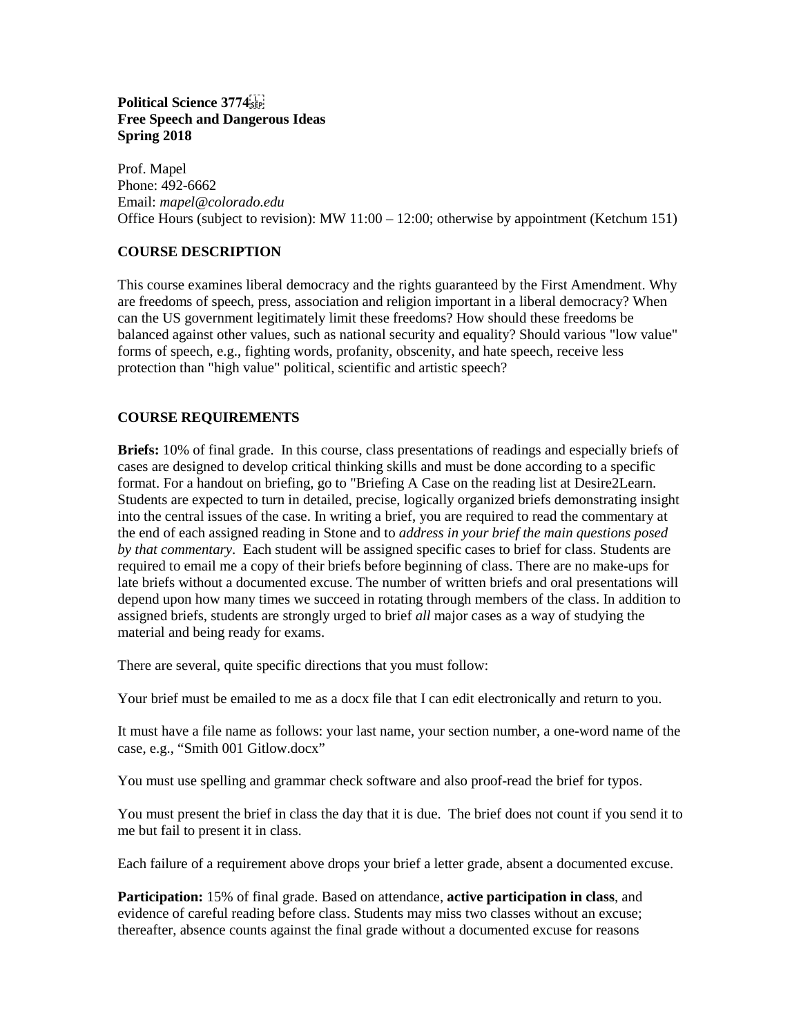**Political Science 3774**
**Free Speech and Dangerous Ideas**
**Spring 2018**

Prof. Mapel
Phone: 492-6662
Email: *mapel@colorado.edu*
Office Hours (subject to revision): MW 11:00 – 12:00; otherwise by appointment (Ketchum 151)

## COURSE DESCRIPTION

This course examines liberal democracy and the rights guaranteed by the First Amendment. Why are freedoms of speech, press, association and religion important in a liberal democracy? When can the US government legitimately limit these freedoms? How should these freedoms be balanced against other values, such as national security and equality? Should various "low value" forms of speech, e.g., fighting words, profanity, obscenity, and hate speech, receive less protection than "high value" political, scientific and artistic speech?

## COURSE REQUIREMENTS

**Briefs:** 10% of final grade. In this course, class presentations of readings and especially briefs of cases are designed to develop critical thinking skills and must be done according to a specific format. For a handout on briefing, go to "Briefing A Case on the reading list at Desire2Learn. Students are expected to turn in detailed, precise, logically organized briefs demonstrating insight into the central issues of the case. In writing a brief, you are required to read the commentary at the end of each assigned reading in Stone and to *address in your brief the main questions posed by that commentary*. Each student will be assigned specific cases to brief for class. Students are required to email me a copy of their briefs before beginning of class. There are no make-ups for late briefs without a documented excuse. The number of written briefs and oral presentations will depend upon how many times we succeed in rotating through members of the class. In addition to assigned briefs, students are strongly urged to brief *all* major cases as a way of studying the material and being ready for exams.

There are several, quite specific directions that you must follow:

Your brief must be emailed to me as a docx file that I can edit electronically and return to you.

It must have a file name as follows: your last name, your section number, a one-word name of the case, e.g., "Smith 001 Gitlow.docx"

You must use spelling and grammar check software and also proof-read the brief for typos.

You must present the brief in class the day that it is due. The brief does not count if you send it to me but fail to present it in class.

Each failure of a requirement above drops your brief a letter grade, absent a documented excuse.

**Participation:** 15% of final grade. Based on attendance, **active participation in class**, and evidence of careful reading before class. Students may miss two classes without an excuse; thereafter, absence counts against the final grade without a documented excuse for reasons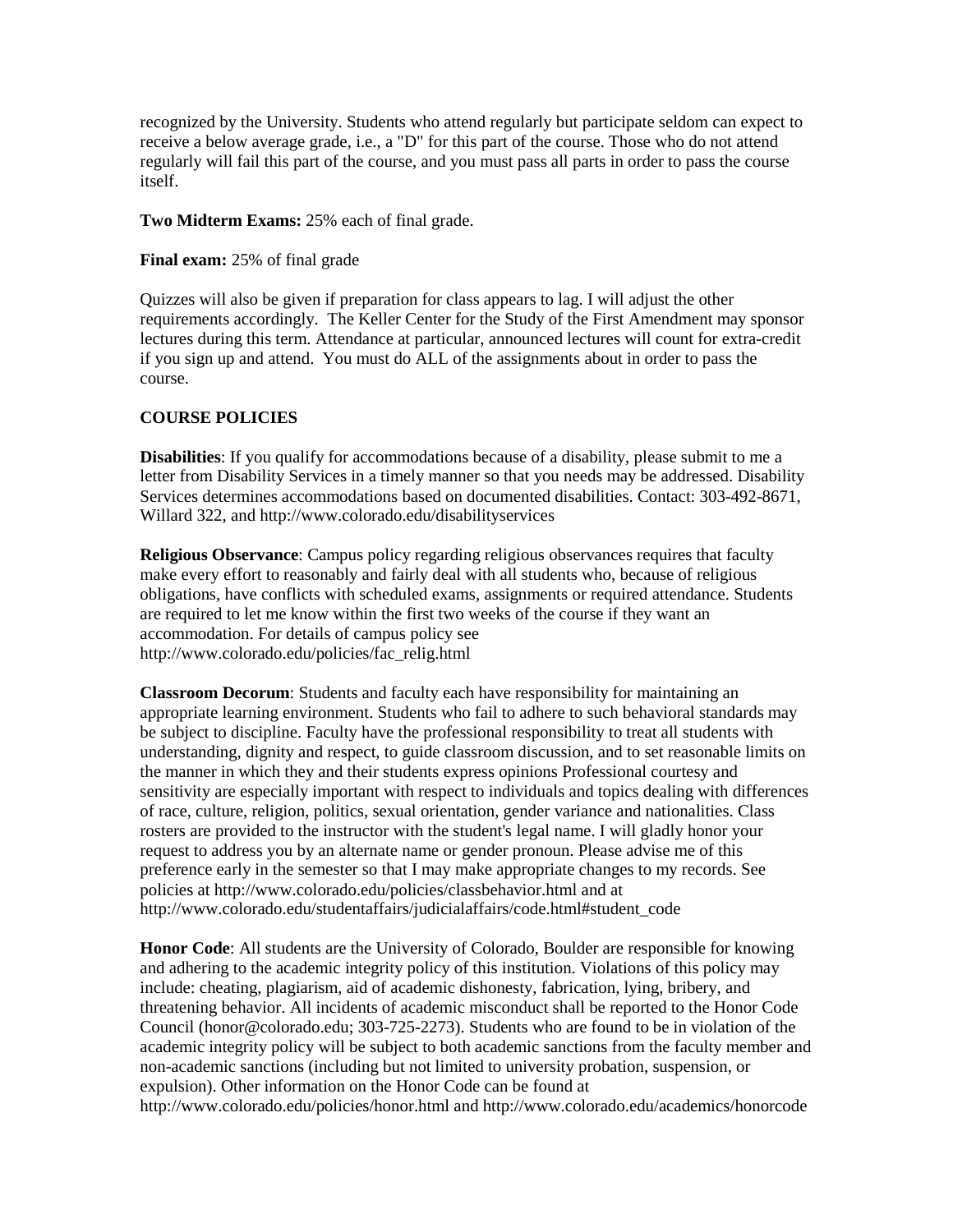recognized by the University. Students who attend regularly but participate seldom can expect to receive a below average grade, i.e., a "D" for this part of the course. Those who do not attend regularly will fail this part of the course, and you must pass all parts in order to pass the course itself.

**Two Midterm Exams:** 25% each of final grade.

**Final exam:** 25% of final grade

Quizzes will also be given if preparation for class appears to lag. I will adjust the other requirements accordingly. The Keller Center for the Study of the First Amendment may sponsor lectures during this term. Attendance at particular, announced lectures will count for extra-credit if you sign up and attend. You must do ALL of the assignments about in order to pass the course.

**COURSE POLICIES**

**Disabilities**: If you qualify for accommodations because of a disability, please submit to me a letter from Disability Services in a timely manner so that you needs may be addressed. Disability Services determines accommodations based on documented disabilities. Contact: 303-492-8671, Willard 322, and http://www.colorado.edu/disabilityservices

**Religious Observance**: Campus policy regarding religious observances requires that faculty make every effort to reasonably and fairly deal with all students who, because of religious obligations, have conflicts with scheduled exams, assignments or required attendance. Students are required to let me know within the first two weeks of the course if they want an accommodation. For details of campus policy see http://www.colorado.edu/policies/fac_relig.html

**Classroom Decorum**: Students and faculty each have responsibility for maintaining an appropriate learning environment. Students who fail to adhere to such behavioral standards may be subject to discipline. Faculty have the professional responsibility to treat all students with understanding, dignity and respect, to guide classroom discussion, and to set reasonable limits on the manner in which they and their students express opinions Professional courtesy and sensitivity are especially important with respect to individuals and topics dealing with differences of race, culture, religion, politics, sexual orientation, gender variance and nationalities. Class rosters are provided to the instructor with the student's legal name. I will gladly honor your request to address you by an alternate name or gender pronoun. Please advise me of this preference early in the semester so that I may make appropriate changes to my records. See policies at http://www.colorado.edu/policies/classbehavior.html and at http://www.colorado.edu/studentaffairs/judicialaffairs/code.html#student_code

**Honor Code**: All students are the University of Colorado, Boulder are responsible for knowing and adhering to the academic integrity policy of this institution. Violations of this policy may include: cheating, plagiarism, aid of academic dishonesty, fabrication, lying, bribery, and threatening behavior. All incidents of academic misconduct shall be reported to the Honor Code Council (honor@colorado.edu; 303-725-2273). Students who are found to be in violation of the academic integrity policy will be subject to both academic sanctions from the faculty member and non-academic sanctions (including but not limited to university probation, suspension, or expulsion). Other information on the Honor Code can be found at http://www.colorado.edu/policies/honor.html and http://www.colorado.edu/academics/honorcode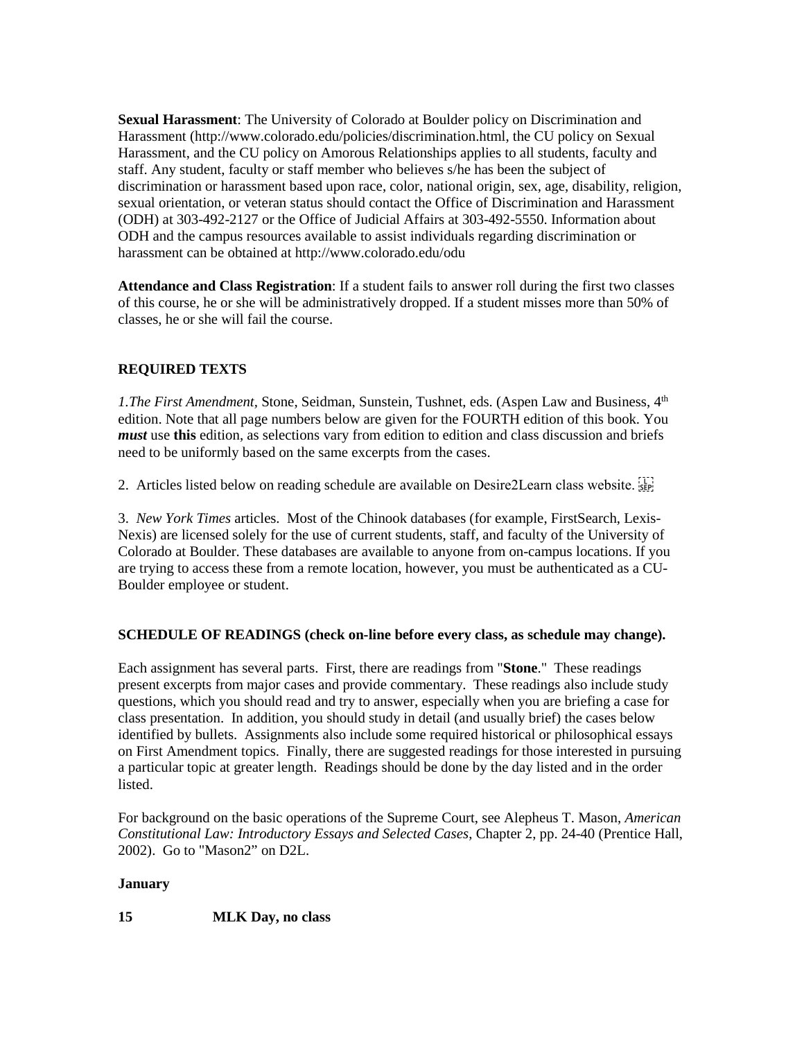**Sexual Harassment**: The University of Colorado at Boulder policy on Discrimination and Harassment (http://www.colorado.edu/policies/discrimination.html, the CU policy on Sexual Harassment, and the CU policy on Amorous Relationships applies to all students, faculty and staff. Any student, faculty or staff member who believes s/he has been the subject of discrimination or harassment based upon race, color, national origin, sex, age, disability, religion, sexual orientation, or veteran status should contact the Office of Discrimination and Harassment (ODH) at 303-492-2127 or the Office of Judicial Affairs at 303-492-5550. Information about ODH and the campus resources available to assist individuals regarding discrimination or harassment can be obtained at http://www.colorado.edu/odu

**Attendance and Class Registration**: If a student fails to answer roll during the first two classes of this course, he or she will be administratively dropped. If a student misses more than 50% of classes, he or she will fail the course.

**REQUIRED TEXTS**

*1.The First Amendment*, Stone, Seidman, Sunstein, Tushnet, eds. (Aspen Law and Business, 4th edition. Note that all page numbers below are given for the FOURTH edition of this book. You ***must*** use **this** edition, as selections vary from edition to edition and class discussion and briefs need to be uniformly based on the same excerpts from the cases.

2. Articles listed below on reading schedule are available on Desire2Learn class website.

3. *New York Times* articles. Most of the Chinook databases (for example, FirstSearch, Lexis-Nexis) are licensed solely for the use of current students, staff, and faculty of the University of Colorado at Boulder. These databases are available to anyone from on-campus locations. If you are trying to access these from a remote location, however, you must be authenticated as a CU-Boulder employee or student.

**SCHEDULE OF READINGS (check on-line before every class, as schedule may change).**

Each assignment has several parts. First, there are readings from "**Stone**." These readings present excerpts from major cases and provide commentary. These readings also include study questions, which you should read and try to answer, especially when you are briefing a case for class presentation. In addition, you should study in detail (and usually brief) the cases below identified by bullets. Assignments also include some required historical or philosophical essays on First Amendment topics. Finally, there are suggested readings for those interested in pursuing a particular topic at greater length. Readings should be done by the day listed and in the order listed.

For background on the basic operations of the Supreme Court, see Alepheus T. Mason, *American Constitutional Law: Introductory Essays and Selected Cases*, Chapter 2, pp. 24-40 (Prentice Hall, 2002). Go to "Mason2" on D2L.

**January**

**15 MLK Day, no class**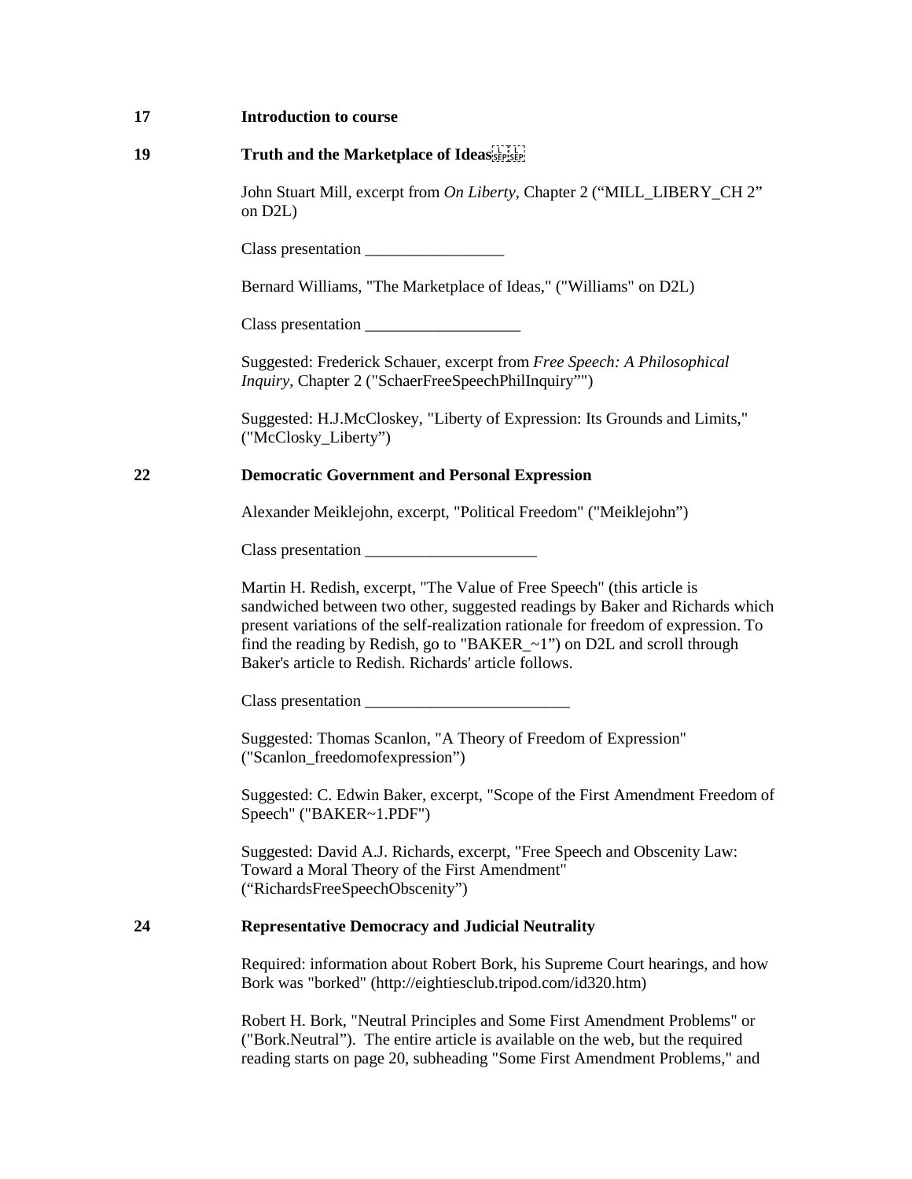**17** **Introduction to course**

**19** **Truth and the Marketplace of Ideas**

John Stuart Mill, excerpt from *On Liberty*, Chapter 2 ("MILL_LIBERY_CH 2" on D2L)

Class presentation _________________

Bernard Williams, "The Marketplace of Ideas," ("Williams" on D2L)

Class presentation ___________________

Suggested: Frederick Schauer, excerpt from *Free Speech: A Philosophical Inquiry*, Chapter 2 ("SchaerFreeSpeechPhilInquiry"")

Suggested: H.J.McCloskey, "Liberty of Expression: Its Grounds and Limits," ("McClosky_Liberty")

**22** **Democratic Government and Personal Expression**

Alexander Meiklejohn, excerpt, "Political Freedom" ("Meiklejohn")

Class presentation _____________________

Martin H. Redish, excerpt, "The Value of Free Speech" (this article is sandwiched between two other, suggested readings by Baker and Richards which present variations of the self-realization rationale for freedom of expression. To find the reading by Redish, go to "BAKER_~1") on D2L and scroll through Baker's article to Redish. Richards' article follows.

Class presentation _________________________

Suggested: Thomas Scanlon, "A Theory of Freedom of Expression" ("Scanlon_freedomofexpression")

Suggested: C. Edwin Baker, excerpt, "Scope of the First Amendment Freedom of Speech" ("BAKER~1.PDF")

Suggested: David A.J. Richards, excerpt, "Free Speech and Obscenity Law: Toward a Moral Theory of the First Amendment" ("RichardsFreeSpeechObscenity")

**24** **Representative Democracy and Judicial Neutrality**

Required: information about Robert Bork, his Supreme Court hearings, and how Bork was "borked" (http://eightiesclub.tripod.com/id320.htm)

Robert H. Bork, "Neutral Principles and Some First Amendment Problems" or ("Bork.Neutral"). The entire article is available on the web, but the required reading starts on page 20, subheading "Some First Amendment Problems," and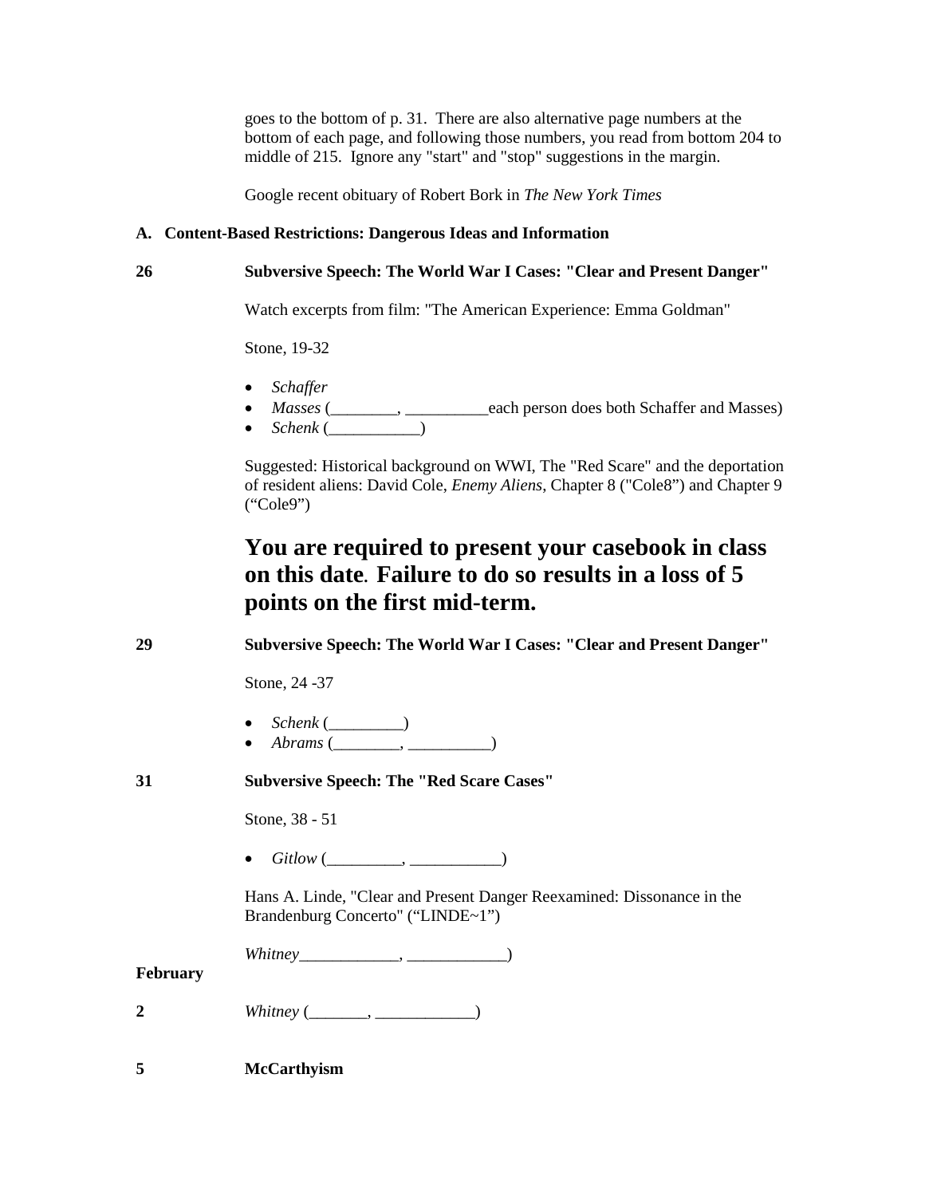goes to the bottom of p. 31. There are also alternative page numbers at the bottom of each page, and following those numbers, you read from bottom 204 to middle of 215. Ignore any "start" and "stop" suggestions in the margin.

Google recent obituary of Robert Bork in *The New York Times*

**A. Content-Based Restrictions: Dangerous Ideas and Information**

**26** **Subversive Speech: The World War I Cases: "Clear and Present Danger"**

Watch excerpts from film: "The American Experience: Emma Goldman"

Stone, 19-32

- *Schaffer*
- *Masses* (________, __________each person does both Schaffer and Masses)
- *Schenk* (___________)

Suggested: Historical background on WWI, The "Red Scare" and the deportation of resident aliens: David Cole, *Enemy Aliens*, Chapter 8 ("Cole8") and Chapter 9 ("Cole9")

## You are required to present your casebook in class on this date. Failure to do so results in a loss of 5 points on the first mid-term.

**29** **Subversive Speech: The World War I Cases: "Clear and Present Danger"**

Stone, 24 -37

- *Schenk* (_________)
- *Abrams* (________, __________)

**31** **Subversive Speech: The "Red Scare Cases"**

Stone, 38 - 51

- *Gitlow* (_________, ___________)

Hans A. Linde, "Clear and Present Danger Reexamined: Dissonance in the Brandenburg Concerto" ("LINDE~1")

*Whitney*____________, ____________)

**February**

**2** *Whitney* (_______, ____________)

**5** **McCarthyism**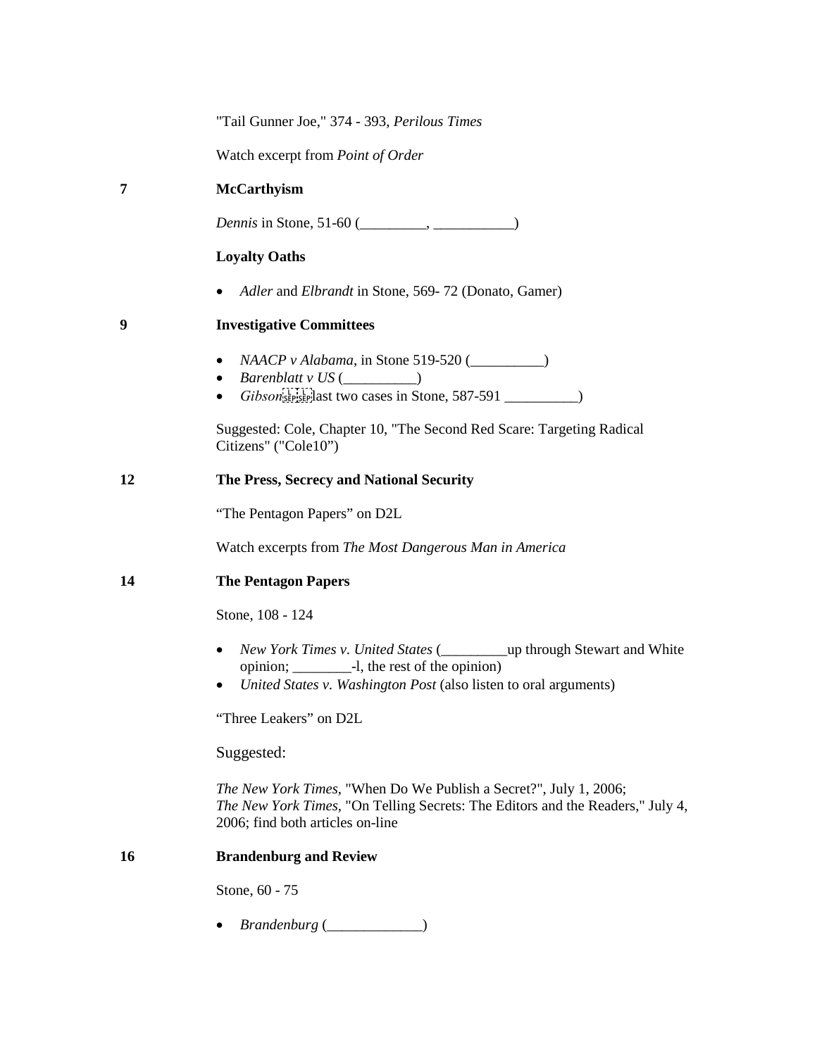"Tail Gunner Joe," 374 - 393, *Perilous Times*

Watch excerpt from *Point of Order*

**7 McCarthyism**

*Dennis* in Stone, 51-60 (_________, ___________)

**Loyalty Oaths**

- *Adler* and *Elbrandt* in Stone, 569- 72 (Donato, Gamer)

**9 Investigative Committees**

- *NAACP v Alabama*, in Stone 519-520 (__________)
- *Barenblatt v US* (__________)
- *Gibson* last two cases in Stone, 587-591 __________)

Suggested: Cole, Chapter 10, "The Second Red Scare: Targeting Radical Citizens" ("Cole10")

**12 The Press, Secrecy and National Security**

"The Pentagon Papers" on D2L

Watch excerpts from *The Most Dangerous Man in America*

**14 The Pentagon Papers**

Stone, 108 - 124

- *New York Times v. United States* (_________up through Stewart and White opinion; ________-l, the rest of the opinion)
- *United States v. Washington Post* (also listen to oral arguments)

"Three Leakers" on D2L

Suggested:

*The New York Times*, "When Do We Publish a Secret?", July 1, 2006;
*The New York Times*, "On Telling Secrets: The Editors and the Readers," July 4, 2006; find both articles on-line

**16 Brandenburg and Review**

Stone, 60 - 75

- *Brandenburg* (_____________)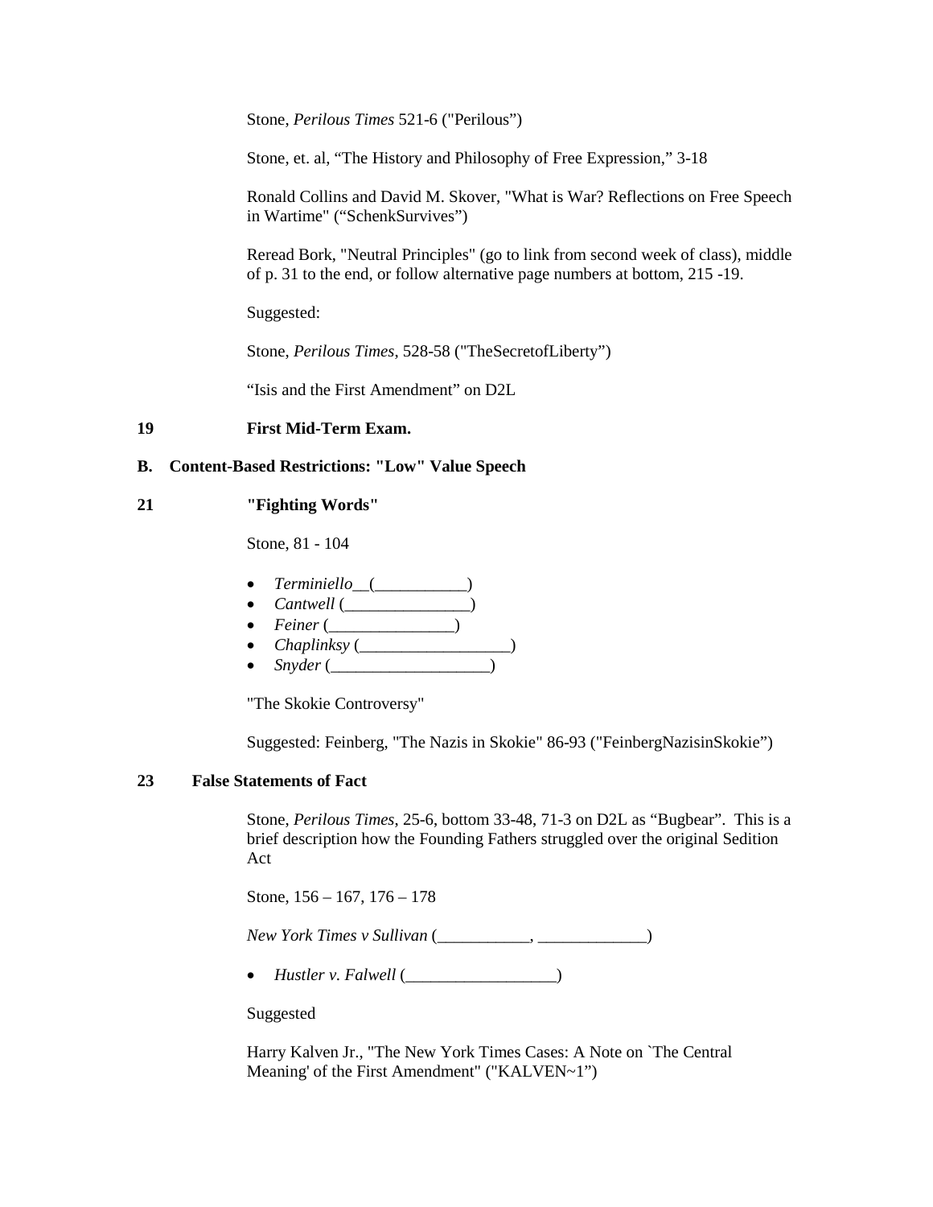Stone, *Perilous Times* 521-6 ("Perilous")

Stone, et. al, "The History and Philosophy of Free Expression," 3-18

Ronald Collins and David M. Skover, "What is War? Reflections on Free Speech in Wartime" ("SchenkSurvives")

Reread Bork, "Neutral Principles" (go to link from second week of class), middle of p. 31 to the end, or follow alternative page numbers at bottom, 215 -19.

Suggested:

Stone, *Perilous Times*, 528-58 ("TheSecretofLiberty")

"Isis and the First Amendment" on D2L

**19 First Mid-Term Exam.**

**B. Content-Based Restrictions: "Low" Value Speech**

**21 "Fighting Words"**

Stone, 81 - 104

- *Terminiello*__(___________)
- *Cantwell* (_______________)
- *Feiner* (_______________)
- *Chaplinksy* (__________________)
- *Snyder* (___________________)

"The Skokie Controversy"

Suggested: Feinberg, "The Nazis in Skokie" 86-93 ("FeinbergNazisinSkokie")

**23 False Statements of Fact**

Stone, *Perilous Times*, 25-6, bottom 33-48, 71-3 on D2L as "Bugbear". This is a brief description how the Founding Fathers struggled over the original Sedition Act

Stone, 156 – 167, 176 – 178

*New York Times v Sullivan* (___________, _____________)

- *Hustler v. Falwell* (__________________)

Suggested

Harry Kalven Jr., "The New York Times Cases: A Note on `The Central Meaning' of the First Amendment" ("KALVEN~1")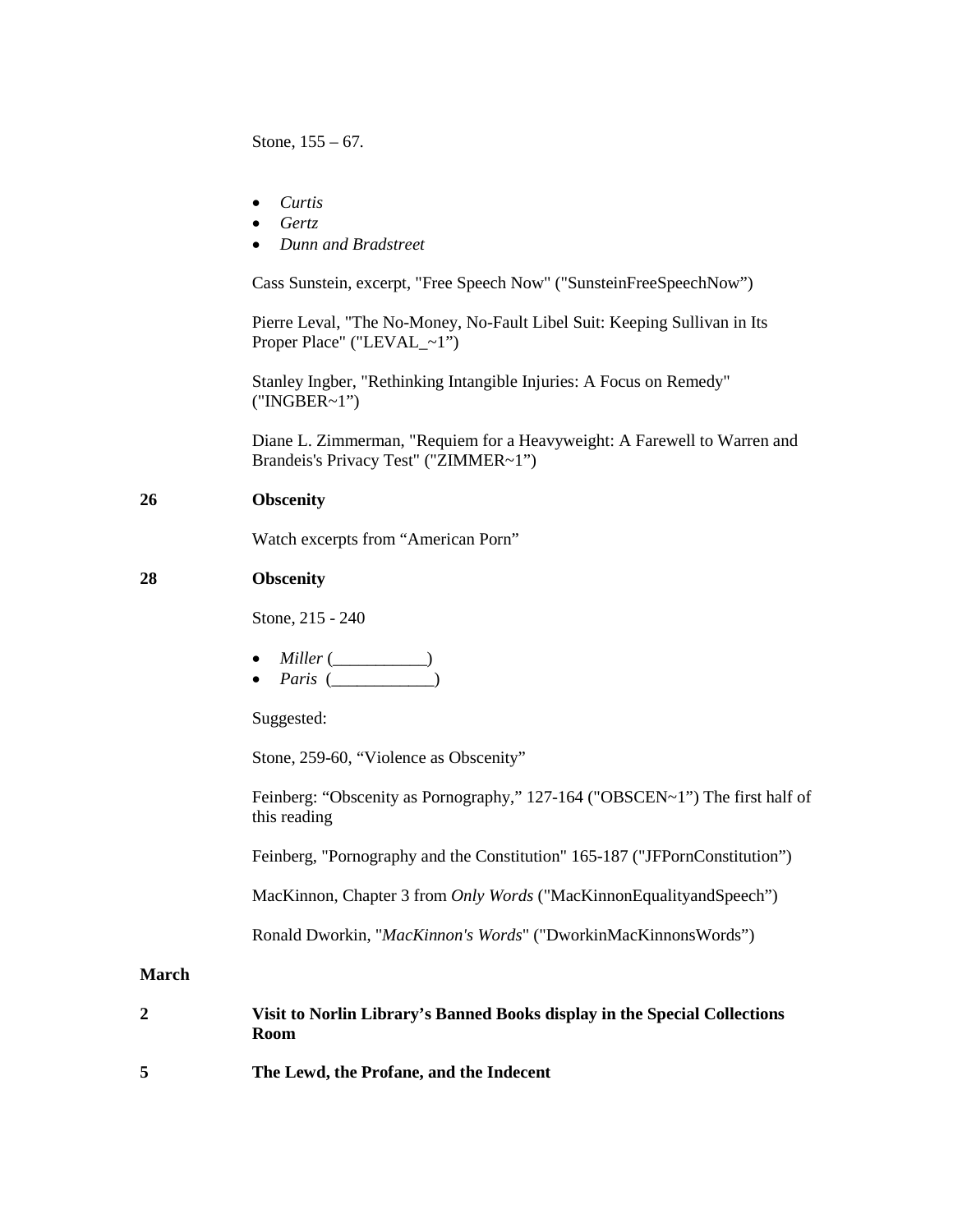Stone, 155 – 67.

- *Curtis*
- *Gertz*
- *Dunn and Bradstreet*

Cass Sunstein, excerpt, "Free Speech Now" ("SunsteinFreeSpeechNow")

Pierre Leval, "The No-Money, No-Fault Libel Suit: Keeping Sullivan in Its Proper Place" ("LEVAL_~1")

Stanley Ingber, "Rethinking Intangible Injuries: A Focus on Remedy" ("INGBER~1")

Diane L. Zimmerman, "Requiem for a Heavyweight: A Farewell to Warren and Brandeis's Privacy Test" ("ZIMMER~1")

**26** **Obscenity**

Watch excerpts from "American Porn"

**28** **Obscenity**

Stone, 215 - 240

- *Miller* (___________)
- *Paris* (____________)

Suggested:

Stone, 259-60, "Violence as Obscenity"

Feinberg: "Obscenity as Pornography," 127-164 ("OBSCEN~1") The first half of this reading

Feinberg, "Pornography and the Constitution" 165-187 ("JFPornConstitution")

MacKinnon, Chapter 3 from *Only Words* ("MacKinnonEqualityandSpeech")

Ronald Dworkin, "*MacKinnon's Words*" ("DworkinMacKinnonsWords")

**March**

**2** **Visit to Norlin Library's Banned Books display in the Special Collections Room**

**5** **The Lewd, the Profane, and the Indecent**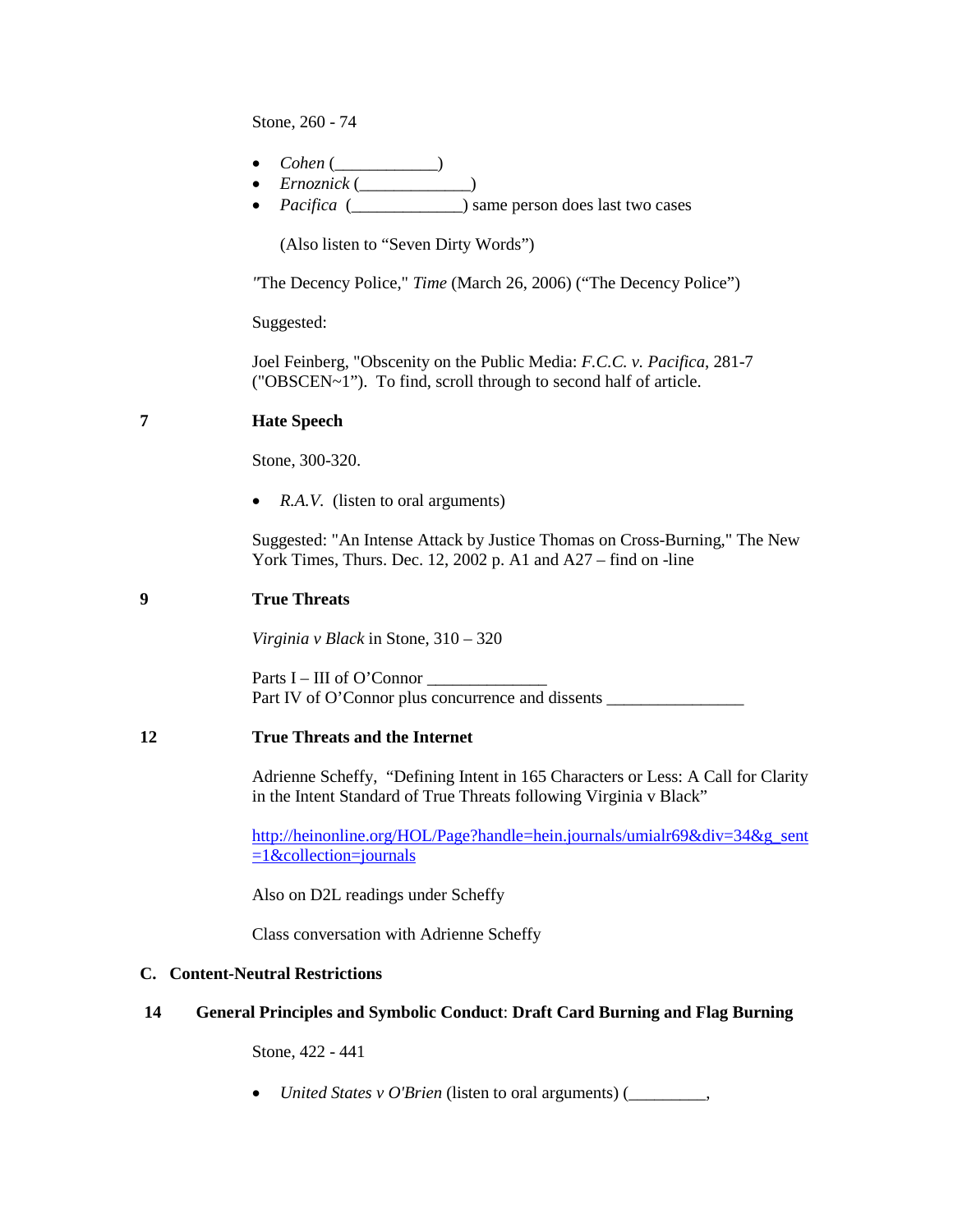Stone, 260 - 74

- *Cohen* (____________)
- *Ernoznick* (_____________)
- *Pacifica* (_____________) same person does last two cases

  (Also listen to "Seven Dirty Words")

"The Decency Police," *Time* (March 26, 2006) ("The Decency Police")

Suggested:

Joel Feinberg, "Obscenity on the Public Media: *F.C.C. v. Pacifica*, 281-7 ("OBSCEN~1"). To find, scroll through to second half of article.

**7 Hate Speech**

Stone, 300-320.

- *R.A.V.* (listen to oral arguments)

Suggested: "An Intense Attack by Justice Thomas on Cross-Burning," The New York Times, Thurs. Dec. 12, 2002 p. A1 and A27 – find on -line

**9 True Threats**

*Virginia v Black* in Stone, 310 – 320

Parts I – III of O'Connor ______________
Part IV of O'Connor plus concurrence and dissents ________________

**12 True Threats and the Internet**

Adrienne Scheffy, "Defining Intent in 165 Characters or Less: A Call for Clarity in the Intent Standard of True Threats following Virginia v Black"

http://heinonline.org/HOL/Page?handle=hein.journals/umialr69&div=34&g_sent=1&collection=journals

Also on D2L readings under Scheffy

Class conversation with Adrienne Scheffy

**C. Content-Neutral Restrictions**

**14 General Principles and Symbolic Conduct: Draft Card Burning and Flag Burning**

Stone, 422 - 441

- *United States v O'Brien* (listen to oral arguments) (_________,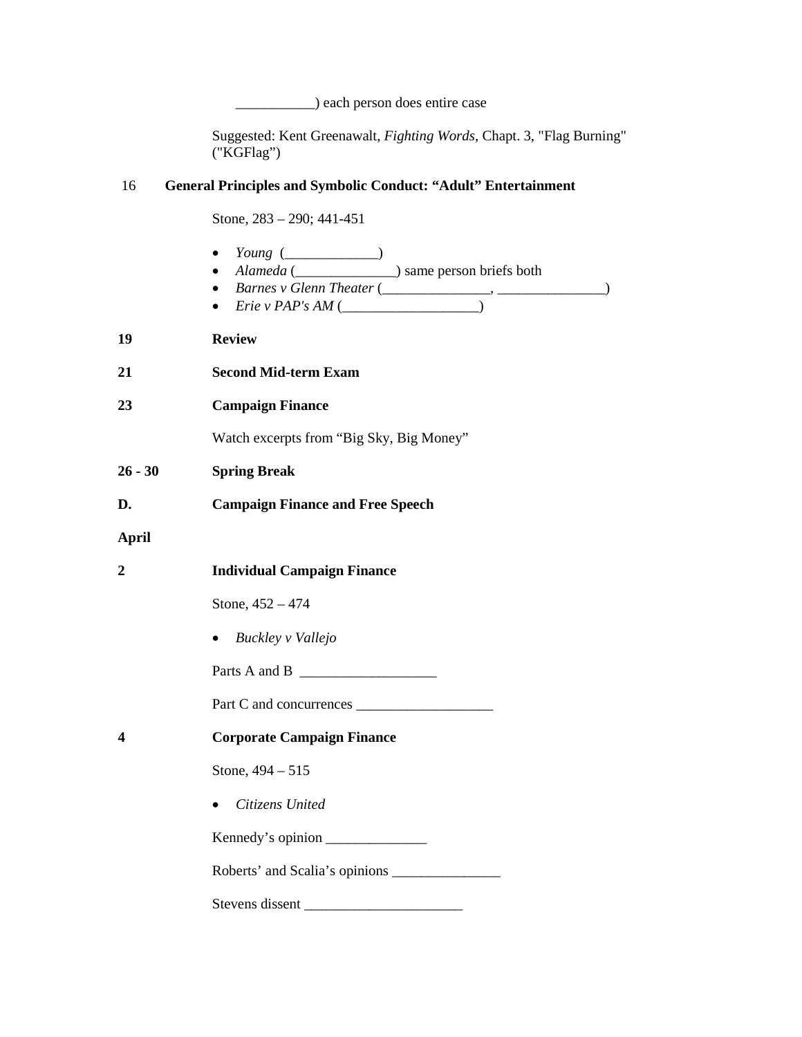___________) each person does entire case

Suggested: Kent Greenawalt, *Fighting Words*, Chapt. 3, "Flag Burning" ("KGFlag")

**16 General Principles and Symbolic Conduct: "Adult" Entertainment**

Stone, 283 – 290; 441-451

- *Young* (_____________)
- *Alameda* (______________) same person briefs both
- *Barnes v Glenn Theater* (_______________, _______________)
- *Erie v PAP's AM* (___________________)

**19 Review**

**21 Second Mid-term Exam**

**23 Campaign Finance**

Watch excerpts from "Big Sky, Big Money"

**26 - 30 Spring Break**

**D. Campaign Finance and Free Speech**

**April**

**2 Individual Campaign Finance**

Stone, 452 – 474

- *Buckley v Vallejo*

Parts A and B ___________________

Part C and concurrences ___________________

**4 Corporate Campaign Finance**

Stone, 494 – 515

- *Citizens United*

Kennedy's opinion ______________

Roberts' and Scalia's opinions _______________

Stevens dissent ______________________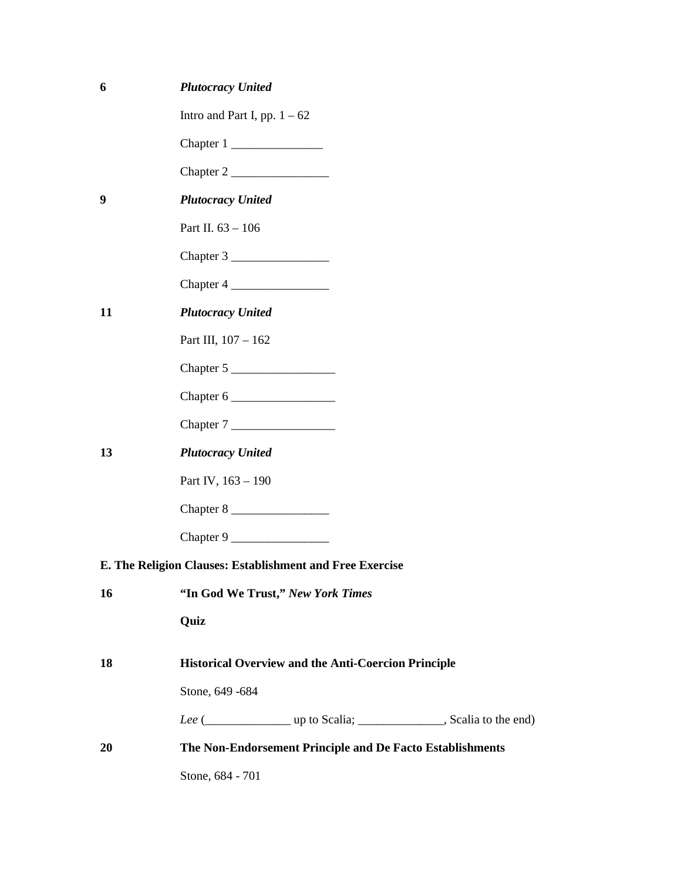**6** ***Plutocracy United***

Intro and Part I, pp. 1 – 62

Chapter 1 _______________

Chapter 2 ________________

**9** ***Plutocracy United***

Part II. 63 – 106

Chapter 3 ________________

Chapter 4 ________________

**11** ***Plutocracy United***

Part III, 107 – 162

Chapter 5 _________________

Chapter 6 _________________

Chapter 7 _________________

**13** ***Plutocracy United***

Part IV, 163 – 190

Chapter 8 ________________

Chapter 9 ________________

**E. The Religion Clauses: Establishment and Free Exercise**

**16** **"In God We Trust,"** ***New York Times***

**Quiz**

**18** **Historical Overview and the Anti-Coercion Principle**

Stone, 649 -684

*Lee* (______________ up to Scalia; ______________, Scalia to the end)

**20** **The Non-Endorsement Principle and De Facto Establishments**

Stone, 684 - 701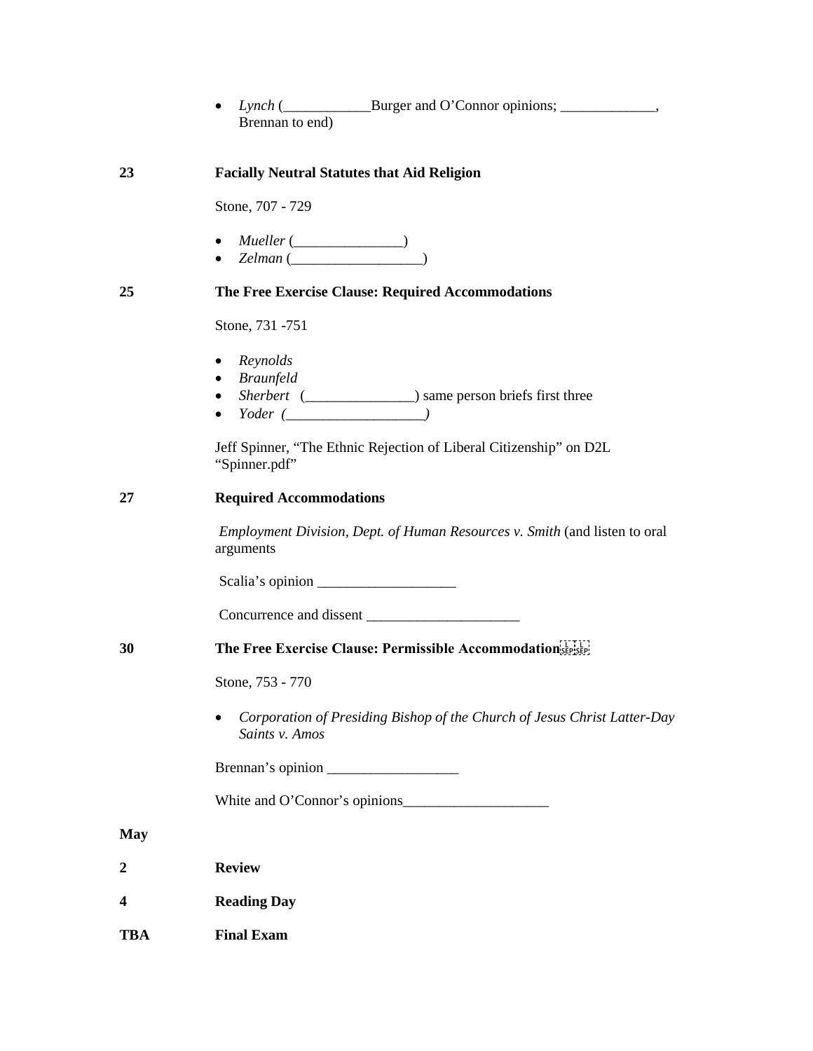- *Lynch* (____________Burger and O'Connor opinions; _____________, Brennan to end)

**23** **Facially Neutral Statutes that Aid Religion**

Stone, 707 - 729

- *Mueller* (_______________)
- *Zelman* (__________________)

**25** **The Free Exercise Clause: Required Accommodations**

Stone, 731 -751

- *Reynolds*
- *Braunfeld*
- *Sherbert* (_______________) same person briefs first three
- *Yoder (__________________)*

Jeff Spinner, "The Ethnic Rejection of Liberal Citizenship" on D2L "Spinner.pdf"

**27** **Required Accommodations**

*Employment Division, Dept. of Human Resources v. Smith* (and listen to oral arguments

Scalia's opinion ___________________

Concurrence and dissent _____________________

**30** **The Free Exercise Clause: Permissible Accommodation**

Stone, 753 - 770

- *Corporation of Presiding Bishop of the Church of Jesus Christ Latter-Day Saints v. Amos*

Brennan's opinion __________________

White and O'Connor's opinions____________________

**May**

**2** **Review**

**4** **Reading Day**

**TBA** **Final Exam**